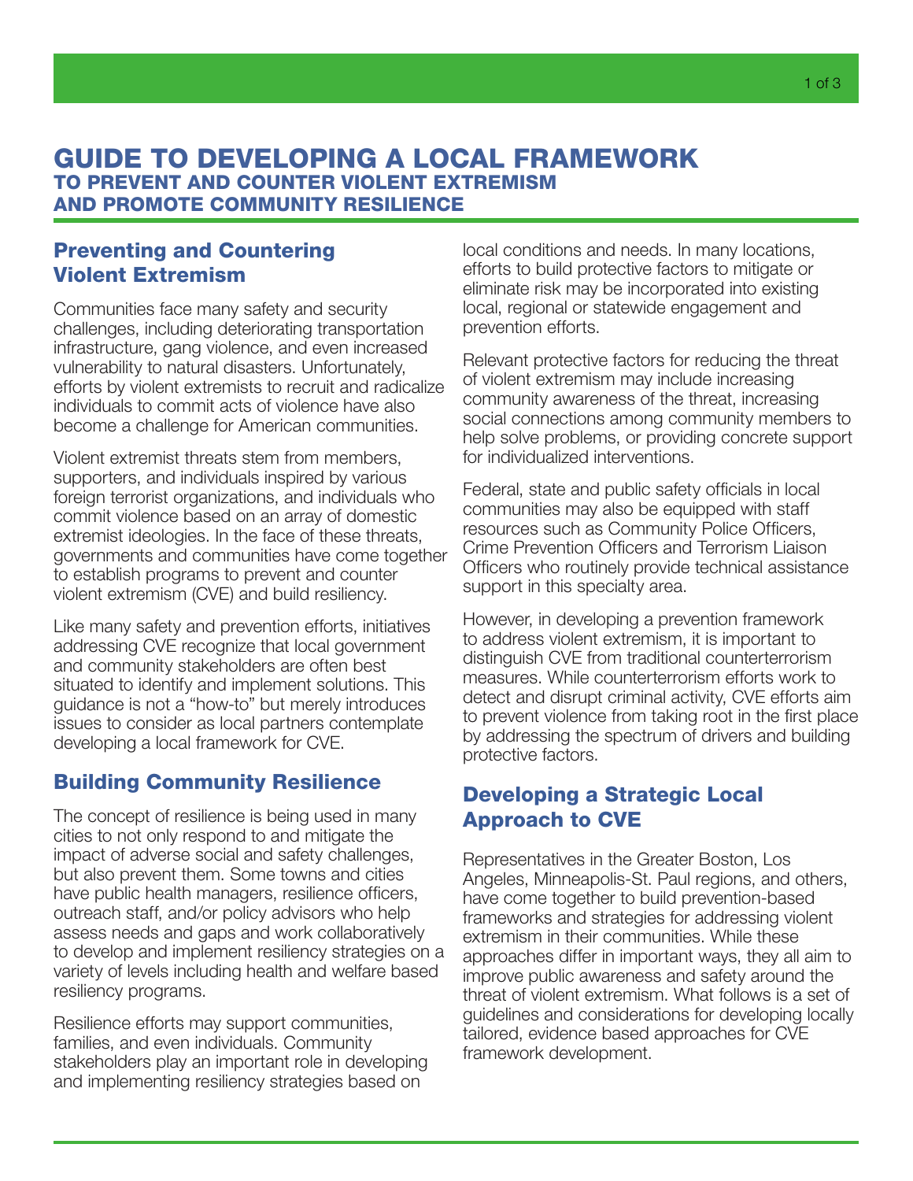# GUIDE TO DEVELOPING A LOCAL FRAMEWORK

### TO PREVENT AND COUNTER VIOLENT EXTREMISM AND PROMOTE COMMUNITY RESILIENCE

## Preventing and Countering Violent Extremism

Communities face many safety and security challenges, including deteriorating transportation infrastructure, gang violence, and even increased vulnerability to natural disasters. Unfortunately, efforts by violent extremists to recruit and radicalize individuals to commit acts of violence have also become a challenge for American communities.

Violent extremist threats stem from members, supporters, and individuals inspired by various foreign terrorist organizations, and individuals who commit violence based on an array of domestic extremist ideologies. In the face of these threats, governments and communities have come together to establish programs to prevent and counter violent extremism (CVE) and build resiliency.

Like many safety and prevention efforts, initiatives addressing CVE recognize that local government and community stakeholders are often best situated to identify and implement solutions. This guidance is not a "how-to" but merely introduces issues to consider as local partners contemplate developing a local framework for CVE.

## Building Community Resilience

The concept of resilience is being used in many cities to not only respond to and mitigate the impact of adverse social and safety challenges, but also prevent them. Some towns and cities have public health managers, resilience officers, outreach staff, and/or policy advisors who help assess needs and gaps and work collaboratively to develop and implement resiliency strategies on a variety of levels including health and welfare based resiliency programs.

Resilience efforts may support communities, families, and even individuals. Community stakeholders play an important role in developing and implementing resiliency strategies based on local conditions and needs. In many locations, efforts to build protective factors to mitigate or eliminate risk may be incorporated into existing local, regional or statewide engagement and prevention efforts.

Relevant protective factors for reducing the threat of violent extremism may include increasing community awareness of the threat, increasing social connections among community members to help solve problems, or providing concrete support for individualized interventions.

Federal, state and public safety officials in local communities may also be equipped with staff resources such as Community Police Officers, Crime Prevention Officers and Terrorism Liaison Officers who routinely provide technical assistance support in this specialty area.

However, in developing a prevention framework to address violent extremism, it is important to distinguish CVE from traditional counterterrorism measures. While counterterrorism efforts work to detect and disrupt criminal activity, CVE efforts aim to prevent violence from taking root in the first place by addressing the spectrum of drivers and building protective factors.

## Developing a Strategic Local Approach to CVE

Representatives in the Greater Boston, Los Angeles, Minneapolis-St. Paul regions, and others, have come together to build prevention-based frameworks and strategies for addressing violent extremism in their communities. While these approaches differ in important ways, they all aim to improve public awareness and safety around the threat of violent extremism. What follows is a set of guidelines and considerations for developing locally tailored, evidence based approaches for CVE framework development.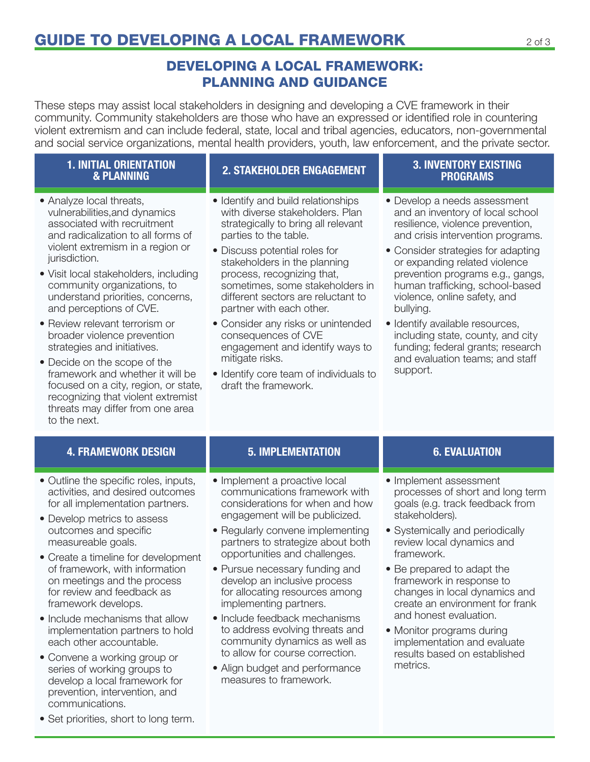# GUIDE TO DEVELOPING A LOCAL FRAMEWORK

## DEVELOPING A LOCAL FRAMEWORK: PLANNING AND GUIDANCE

These steps may assist local stakeholders in designing and developing a CVE framework in their community. Community stakeholders are those who have an expressed or identified role in countering violent extremism and can include federal, state, local and tribal agencies, educators, non-governmental and social service organizations, mental health providers, youth, law enforcement, and the private sector.

### 1. INITIAL ORIENTATION & PLANNING

- Analyze local threats, vulnerabilities,and dynamics associated with recruitment and radicalization to all forms of violent extremism in a region or jurisdiction.
- Visit local stakeholders, including community organizations, to understand priorities, concerns, and perceptions of CVE.
- Review relevant terrorism or broader violence prevention strategies and initiatives.
- Decide on the scope of the framework and whether it will be focused on a city, region, or state, recognizing that violent extremist threats may differ from one area to the next.

### 2. STAKEHOLDER ENGAGEMENT

- Identify and build relationships with diverse stakeholders. Plan strategically to bring all relevant parties to the table.
- Discuss potential roles for stakeholders in the planning process, recognizing that, sometimes, some stakeholders in different sectors are reluctant to partner with each other.
- Consider any risks or unintended consequences of CVE engagement and identify ways to mitigate risks.
- Identify core team of individuals to draft the framework.

### 3. INVENTORY EXISTING PROGRAMS

- Develop a needs assessment and an inventory of local school resilience, violence prevention, and crisis intervention programs.
- Consider strategies for adapting or expanding related violence prevention programs e.g., gangs, human trafficking, school-based violence, online safety, and bullying.
- Identify available resources, including state, county, and city funding; federal grants; research and evaluation teams; and staff support.

### 4. FRAMEWORK DESIGN

- Outline the specific roles, inputs, activities, and desired outcomes for all implementation partners.
- Develop metrics to assess outcomes and specific measureable goals.
- Create a timeline for development of framework, with information on meetings and the process for review and feedback as framework develops.
- Include mechanisms that allow implementation partners to hold each other accountable.
- Convene a working group or series of working groups to develop a local framework for prevention, intervention, and communications.
- Set priorities, short to long term.

### 5. IMPLEMENTATION

- Implement a proactive local communications framework with considerations for when and how engagement will be publicized.
- Regularly convene implementing partners to strategize about both opportunities and challenges.
- Pursue necessary funding and develop an inclusive process for allocating resources among implementing partners.
- Include feedback mechanisms to address evolving threats and community dynamics as well as to allow for course correction.
- Align budget and performance measures to framework.

### 6. EVALUATION

- Implement assessment processes of short and long term goals (e.g. track feedback from stakeholders).
- Systemically and periodically review local dynamics and framework.
- Be prepared to adapt the framework in response to changes in local dynamics and create an environment for frank and honest evaluation.
- Monitor programs during implementation and evaluate results based on established metrics.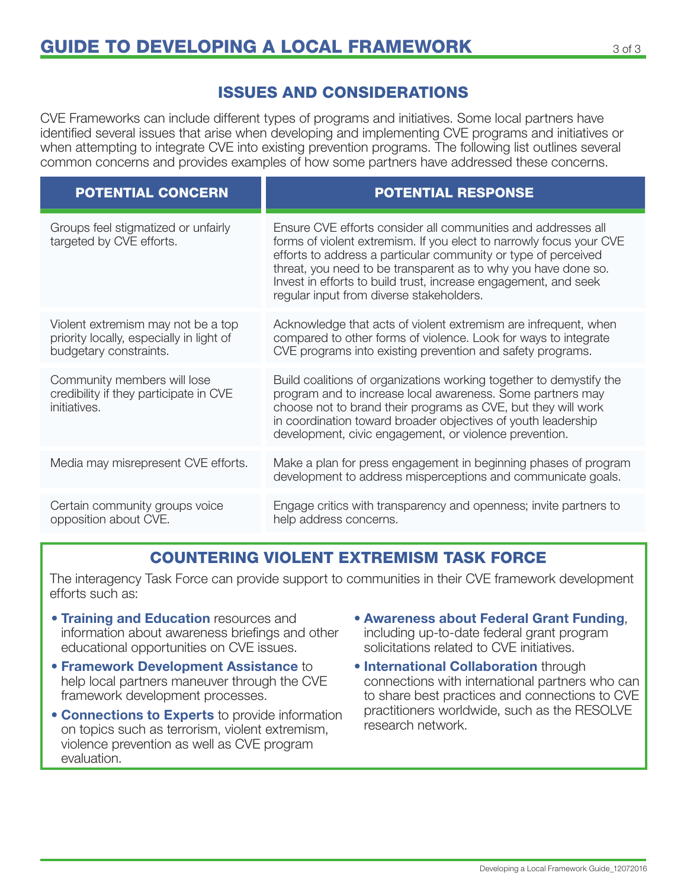## ISSUES AND CONSIDERATIONS

CVE Frameworks can include different types of programs and initiatives. Some local partners have identified several issues that arise when developing and implementing CVE programs and initiatives or when attempting to integrate CVE into existing prevention programs. The following list outlines several common concerns and provides examples of how some partners have addressed these concerns.

| POTENTIAL CONCERN | POTENTIAL RESPONSE |
|---|---|
| Groups feel stigmatized or unfairly targeted by CVE efforts. | Ensure CVE efforts consider all communities and addresses all forms of violent extremism. If you elect to narrowly focus your CVE efforts to address a particular community or type of perceived threat, you need to be transparent as to why you have done so. Invest in efforts to build trust, increase engagement, and seek regular input from diverse stakeholders. |
| Violent extremism may not be a top priority locally, especially in light of budgetary constraints. | Acknowledge that acts of violent extremism are infrequent, when compared to other forms of violence. Look for ways to integrate CVE programs into existing prevention and safety programs. |
| Community members will lose credibility if they participate in CVE initiatives. | Build coalitions of organizations working together to demystify the program and to increase local awareness. Some partners may choose not to brand their programs as CVE, but they will work in coordination toward broader objectives of youth leadership development, civic engagement, or violence prevention. |
| Media may misrepresent CVE efforts. | Make a plan for press engagement in beginning phases of program development to address misperceptions and communicate goals. |
| Certain community groups voice opposition about CVE. | Engage critics with transparency and openness; invite partners to help address concerns. |

## COUNTERING VIOLENT EXTREMISM TASK FORCE

The interagency Task Force can provide support to communities in their CVE framework development efforts such as:

- **Training and Education** resources and information about awareness briefings and other educational opportunities on CVE issues.
- **Framework Development Assistance** to help local partners maneuver through the CVE framework development processes.
- **Connections to Experts** to provide information on topics such as terrorism, violent extremism, violence prevention as well as CVE program evaluation.
- **Awareness about Federal Grant Funding**, including up-to-date federal grant program solicitations related to CVE initiatives.
- **International Collaboration** through connections with international partners who can to share best practices and connections to CVE practitioners worldwide, such as the RESOLVE research network.